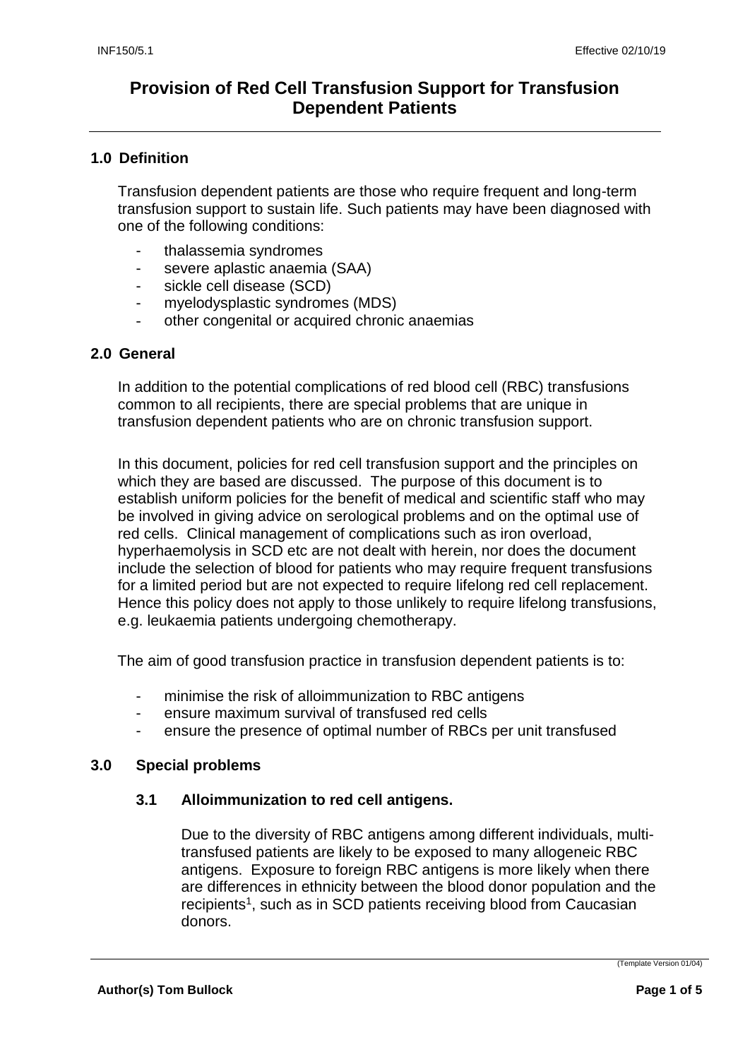# Provision of Red Cell Transfusion Support for Transfusion Dependent Patients

## 1.0 Definition

Transfusion dependent patients are those who require frequent and long-term transfusion support to sustain life. Such patients may have been diagnosed with one of the following conditions:

- thalassemia syndromes
- severe aplastic anaemia (SAA)
- sickle cell disease (SCD)
- myelodysplastic syndromes (MDS)
- other congenital or acquired chronic anaemias

## 2.0 General

In addition to the potential complications of red blood cell (RBC) transfusions common to all recipients, there are special problems that are unique in transfusion dependent patients who are on chronic transfusion support.

In this document, policies for red cell transfusion support and the principles on which they are based are discussed. The purpose of this document is to establish uniform policies for the benefit of medical and scientific staff who may be involved in giving advice on serological problems and on the optimal use of red cells. Clinical management of complications such as iron overload, hyperhaemolysis in SCD etc are not dealt with herein, nor does the document include the selection of blood for patients who may require frequent transfusions for a limited period but are not expected to require lifelong red cell replacement. Hence this policy does not apply to those unlikely to require lifelong transfusions, e.g. leukaemia patients undergoing chemotherapy.

The aim of good transfusion practice in transfusion dependent patients is to:

- minimise the risk of alloimmunization to RBC antigens
- ensure maximum survival of transfused red cells
- ensure the presence of optimal number of RBCs per unit transfused

## 3.0 Special problems

### 3.1 Alloimmunization to red cell antigens.

Due to the diversity of RBC antigens among different individuals, multi-transfused patients are likely to be exposed to many allogeneic RBC antigens. Exposure to foreign RBC antigens is more likely when there are differences in ethnicity between the blood donor population and the recipients[1], such as in SCD patients receiving blood from Caucasian donors.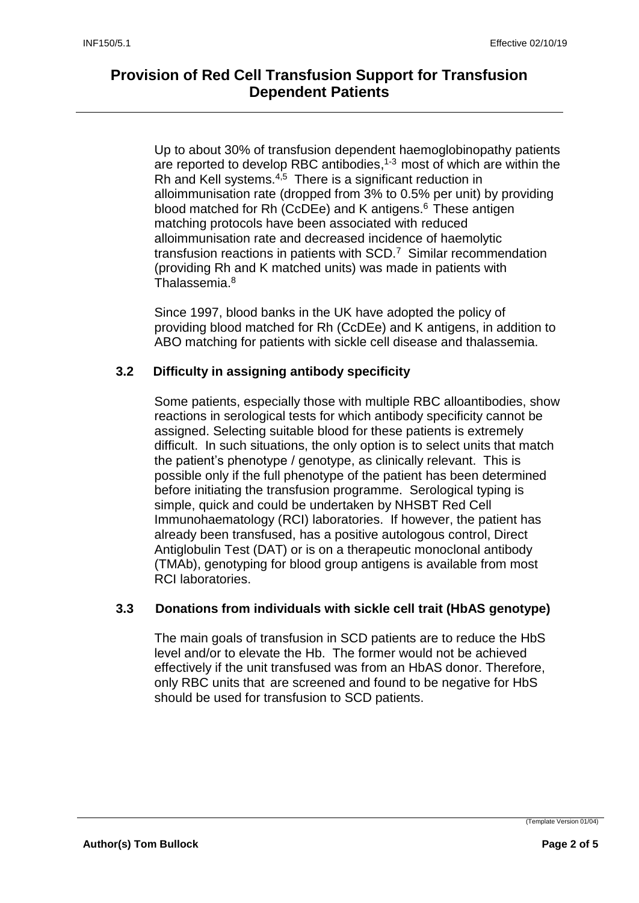Up to about 30% of transfusion dependent haemoglobinopathy patients are reported to develop RBC antibodies,[1-3] most of which are within the Rh and Kell systems.[4,5] There is a significant reduction in alloimmunisation rate (dropped from 3% to 0.5% per unit) by providing blood matched for Rh (CcDEe) and K antigens.[6] These antigen matching protocols have been associated with reduced alloimmunisation rate and decreased incidence of haemolytic transfusion reactions in patients with SCD.[7] Similar recommendation (providing Rh and K matched units) was made in patients with Thalassemia.[8]

Since 1997, blood banks in the UK have adopted the policy of providing blood matched for Rh (CcDEe) and K antigens, in addition to ABO matching for patients with sickle cell disease and thalassemia.

### 3.2 Difficulty in assigning antibody specificity

Some patients, especially those with multiple RBC alloantibodies, show reactions in serological tests for which antibody specificity cannot be assigned. Selecting suitable blood for these patients is extremely difficult. In such situations, the only option is to select units that match the patient's phenotype / genotype, as clinically relevant. This is possible only if the full phenotype of the patient has been determined before initiating the transfusion programme. Serological typing is simple, quick and could be undertaken by NHSBT Red Cell Immunohaematology (RCI) laboratories. If however, the patient has already been transfused, has a positive autologous control, Direct Antiglobulin Test (DAT) or is on a therapeutic monoclonal antibody (TMAb), genotyping for blood group antigens is available from most RCI laboratories.

### 3.3 Donations from individuals with sickle cell trait (HbAS genotype)

The main goals of transfusion in SCD patients are to reduce the HbS level and/or to elevate the Hb. The former would not be achieved effectively if the unit transfused was from an HbAS donor. Therefore, only RBC units that are screened and found to be negative for HbS should be used for transfusion to SCD patients.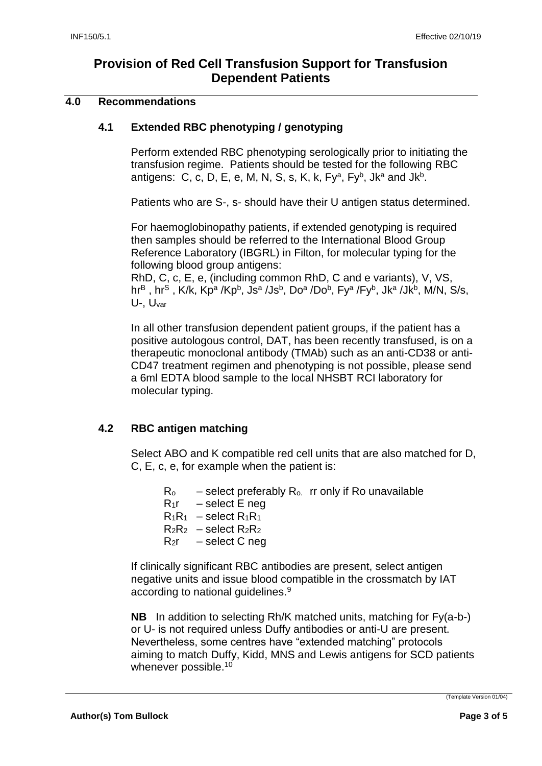# Provision of Red Cell Transfusion Support for Transfusion Dependent Patients

## 4.0 Recommendations

### 4.1 Extended RBC phenotyping / genotyping

Perform extended RBC phenotyping serologically prior to initiating the transfusion regime. Patients should be tested for the following RBC antigens: C, c, D, E, e, M, N, S, s, K, k, $Fy^a$, $Fy^b$, $Jk^a$ and $Jk^b$.

Patients who are S-, s- should have their U antigen status determined.

For haemoglobinopathy patients, if extended genotyping is required then samples should be referred to the International Blood Group Reference Laboratory (IBGRL) in Filton, for molecular typing for the following blood group antigens:
RhD, C, c, E, e, (including common RhD, C and e variants), V, VS, $hr^B$, $hr^S$, K/k, $Kp^a$/$Kp^b$, $Js^a$/$Js^b$, $Do^a$/$Do^b$, $Fy^a$/$Fy^b$, $Jk^a$/$Jk^b$, M/N, S/s, U-, $U_{var}$

In all other transfusion dependent patient groups, if the patient has a positive autologous control, DAT, has been recently transfused, is on a therapeutic monoclonal antibody (TMAb) such as an anti-CD38 or anti-CD47 treatment regimen and phenotyping is not possible, please send a 6ml EDTA blood sample to the local NHSBT RCI laboratory for molecular typing.

### 4.2 RBC antigen matching

Select ABO and K compatible red cell units that are also matched for D, C, E, c, e, for example when the patient is:

- $R_o$ – select preferably $R_o$. rr only if Ro unavailable
- $R_1r$ – select E neg
- $R_1R_1$ – select $R_1R_1$
- $R_2R_2$ – select $R_2R_2$
- $R_2r$ – select C neg

If clinically significant RBC antibodies are present, select antigen negative units and issue blood compatible in the crossmatch by IAT according to national guidelines.[9]

**NB** In addition to selecting Rh/K matched units, matching for Fy(a-b-) or U- is not required unless Duffy antibodies or anti-U are present. Nevertheless, some centres have "extended matching" protocols aiming to match Duffy, Kidd, MNS and Lewis antigens for SCD patients whenever possible.[10]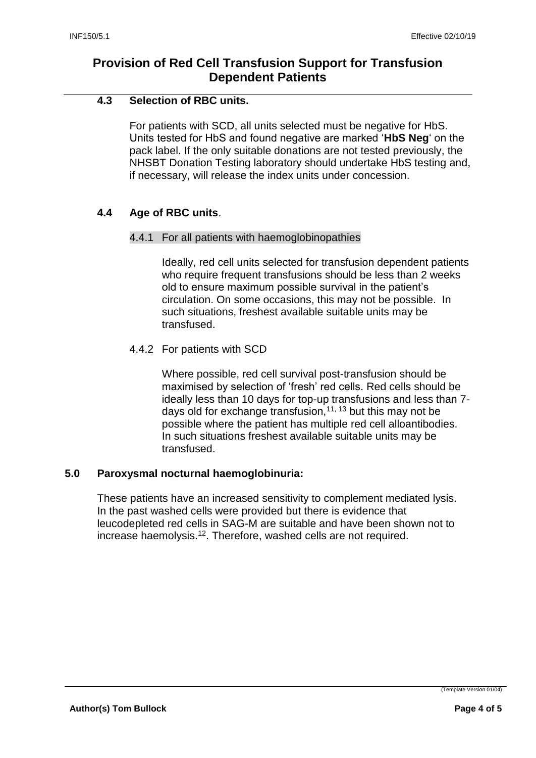### 4.3 Selection of RBC units.

For patients with SCD, all units selected must be negative for HbS. Units tested for HbS and found negative are marked '**HbS Neg**' on the pack label. If the only suitable donations are not tested previously, the NHSBT Donation Testing laboratory should undertake HbS testing and, if necessary, will release the index units under concession.

### 4.4 Age of RBC units.

#### 4.4.1 For all patients with haemoglobinopathies

Ideally, red cell units selected for transfusion dependent patients who require frequent transfusions should be less than 2 weeks old to ensure maximum possible survival in the patient's circulation. On some occasions, this may not be possible. In such situations, freshest available suitable units may be transfused.

#### 4.4.2 For patients with SCD

Where possible, red cell survival post-transfusion should be maximised by selection of 'fresh' red cells. Red cells should be ideally less than 10 days for top-up transfusions and less than 7-days old for exchange transfusion,[11, 13] but this may not be possible where the patient has multiple red cell alloantibodies. In such situations freshest available suitable units may be transfused.

## 5.0 Paroxysmal nocturnal haemoglobinuria:

These patients have an increased sensitivity to complement mediated lysis. In the past washed cells were provided but there is evidence that leucodepleted red cells in SAG-M are suitable and have been shown not to increase haemolysis.[12]. Therefore, washed cells are not required.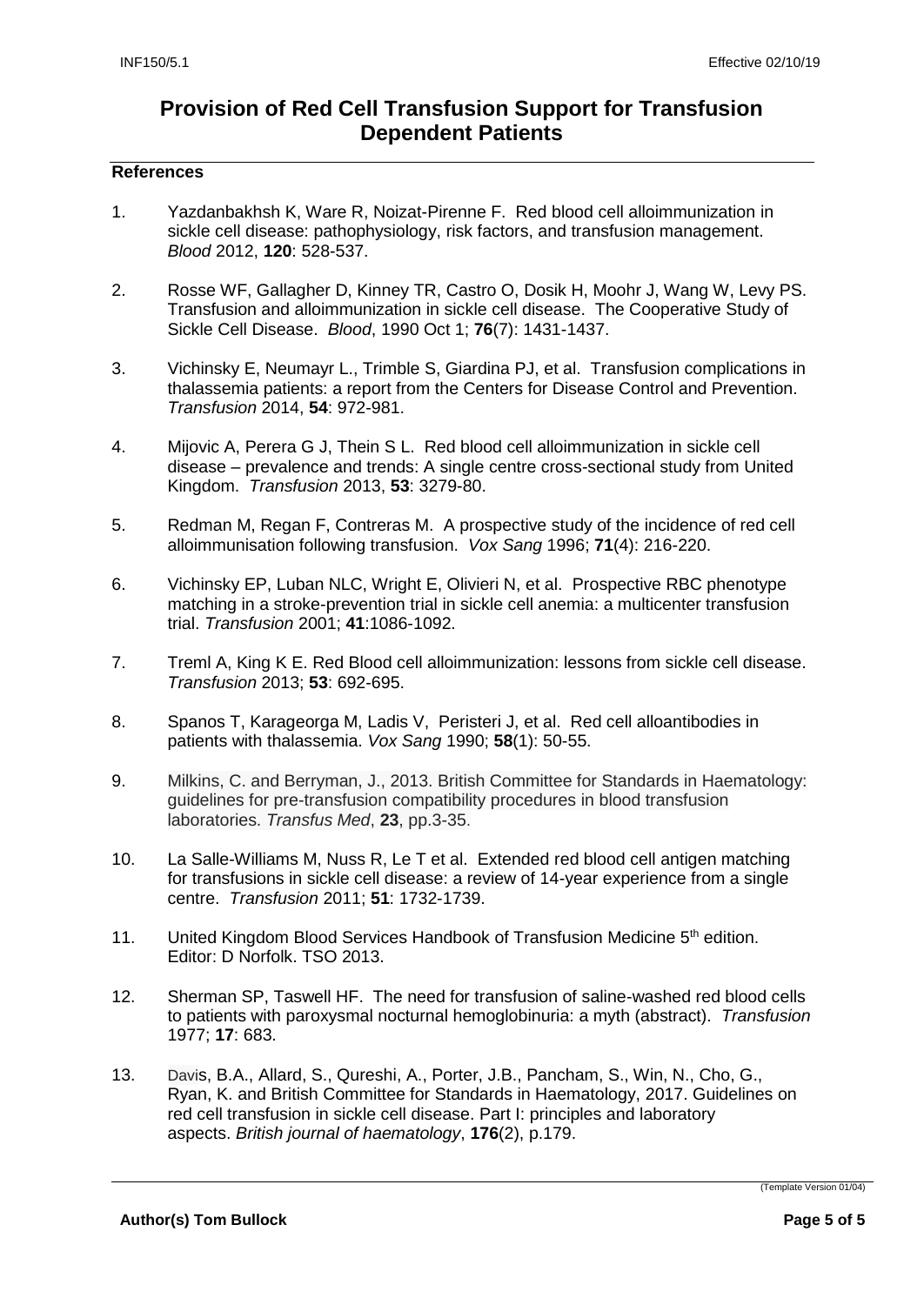# Provision of Red Cell Transfusion Support for Transfusion Dependent Patients

## References

1. Yazdanbakhsh K, Ware R, Noizat-Pirenne F. Red blood cell alloimmunization in sickle cell disease: pathophysiology, risk factors, and transfusion management. *Blood* 2012, **120**: 528-537.

2. Rosse WF, Gallagher D, Kinney TR, Castro O, Dosik H, Moohr J, Wang W, Levy PS. Transfusion and alloimmunization in sickle cell disease. The Cooperative Study of Sickle Cell Disease. *Blood*, 1990 Oct 1; **76**(7): 1431-1437.

3. Vichinsky E, Neumayr L., Trimble S, Giardina PJ, et al. Transfusion complications in thalassemia patients: a report from the Centers for Disease Control and Prevention. *Transfusion* 2014, **54**: 972-981.

4. Mijovic A, Perera G J, Thein S L. Red blood cell alloimmunization in sickle cell disease – prevalence and trends: A single centre cross-sectional study from United Kingdom. *Transfusion* 2013, **53**: 3279-80.

5. Redman M, Regan F, Contreras M. A prospective study of the incidence of red cell alloimmunisation following transfusion. *Vox Sang* 1996; **71**(4): 216-220.

6. Vichinsky EP, Luban NLC, Wright E, Olivieri N, et al. Prospective RBC phenotype matching in a stroke-prevention trial in sickle cell anemia: a multicenter transfusion trial. *Transfusion* 2001; **41**:1086-1092.

7. Treml A, King K E. Red Blood cell alloimmunization: lessons from sickle cell disease. *Transfusion* 2013; **53**: 692-695.

8. Spanos T, Karageorga M, Ladis V, Peristeri J, et al. Red cell alloantibodies in patients with thalassemia. *Vox Sang* 1990; **58**(1): 50-55.

9. Milkins, C. and Berryman, J., 2013. British Committee for Standards in Haematology: guidelines for pre-transfusion compatibility procedures in blood transfusion laboratories. *Transfus Med*, **23**, pp.3-35.

10. La Salle-Williams M, Nuss R, Le T et al. Extended red blood cell antigen matching for transfusions in sickle cell disease: a review of 14-year experience from a single centre. *Transfusion* 2011; **51**: 1732-1739.

11. United Kingdom Blood Services Handbook of Transfusion Medicine 5th edition. Editor: D Norfolk. TSO 2013.

12. Sherman SP, Taswell HF. The need for transfusion of saline-washed red blood cells to patients with paroxysmal nocturnal hemoglobinuria: a myth (abstract). *Transfusion* 1977; **17**: 683.

13. Davis, B.A., Allard, S., Qureshi, A., Porter, J.B., Pancham, S., Win, N., Cho, G., Ryan, K. and British Committee for Standards in Haematology, 2017. Guidelines on red cell transfusion in sickle cell disease. Part I: principles and laboratory aspects. *British journal of haematology*, **176**(2), p.179.